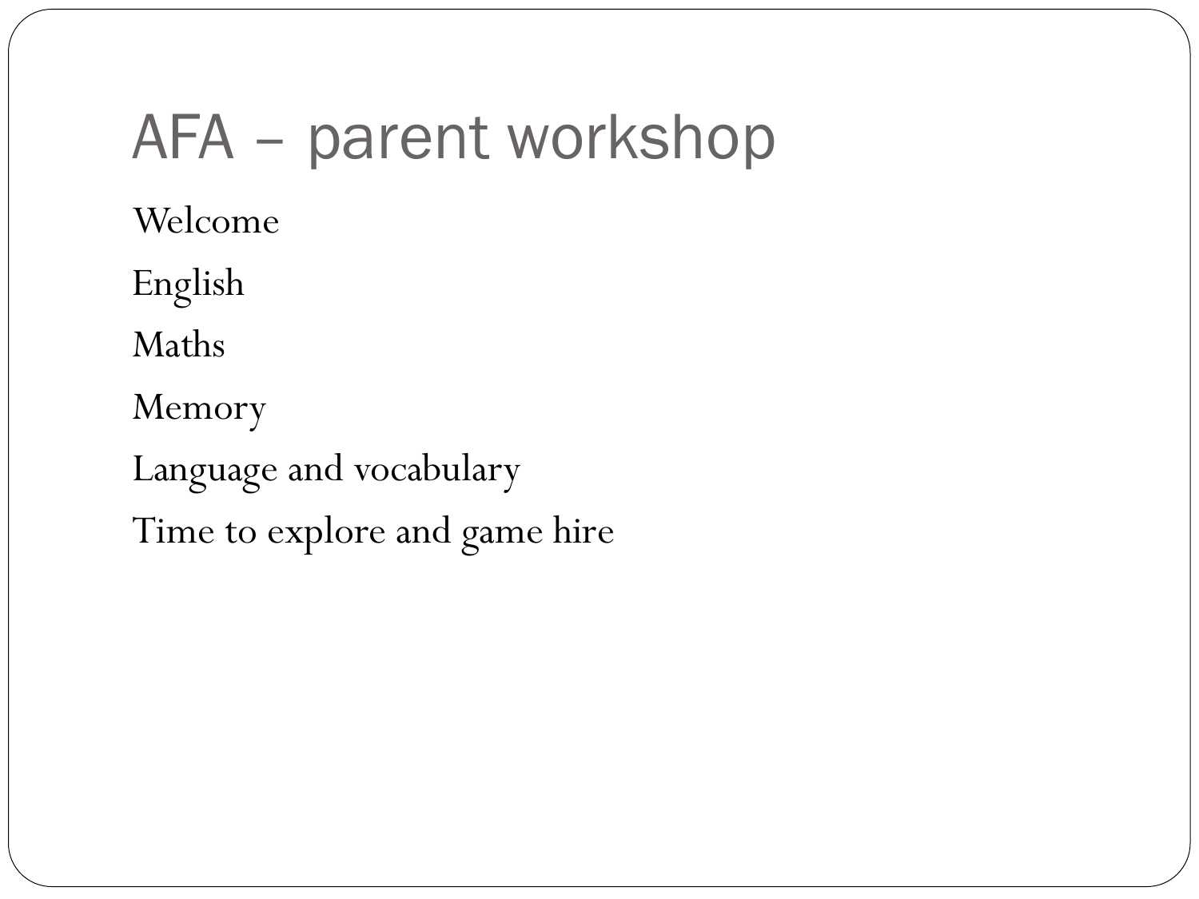# AFA – parent workshop

Welcome

English

Maths

Memory

Language and vocabulary

Time to explore and game hire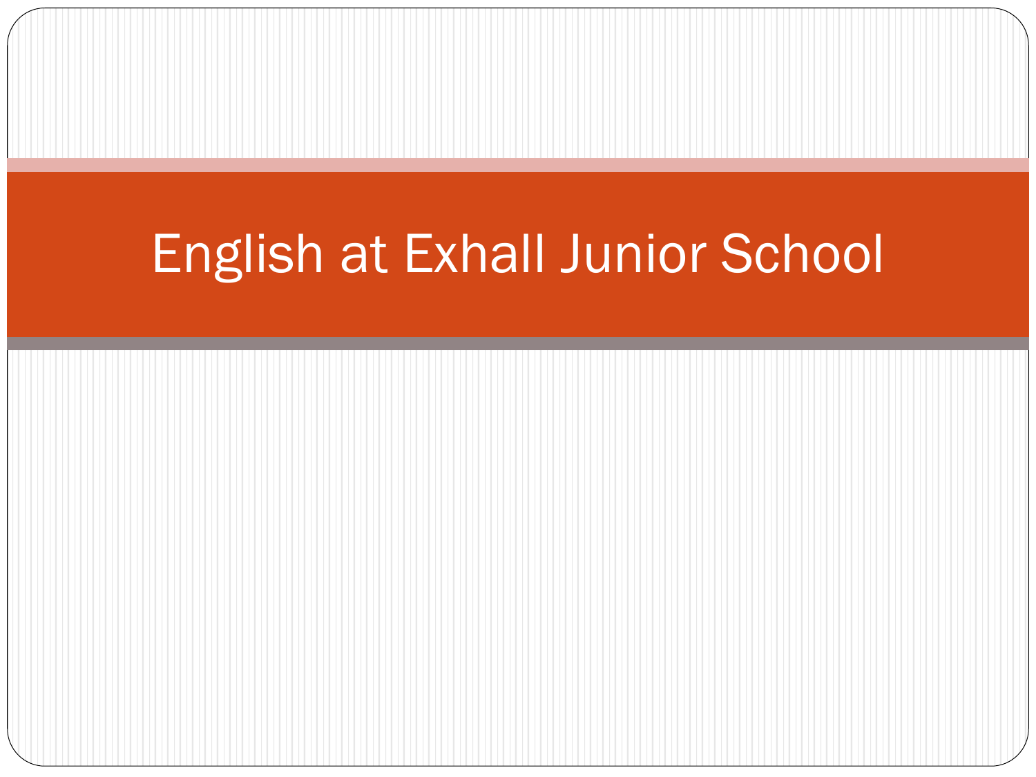# English at Exhall Junior School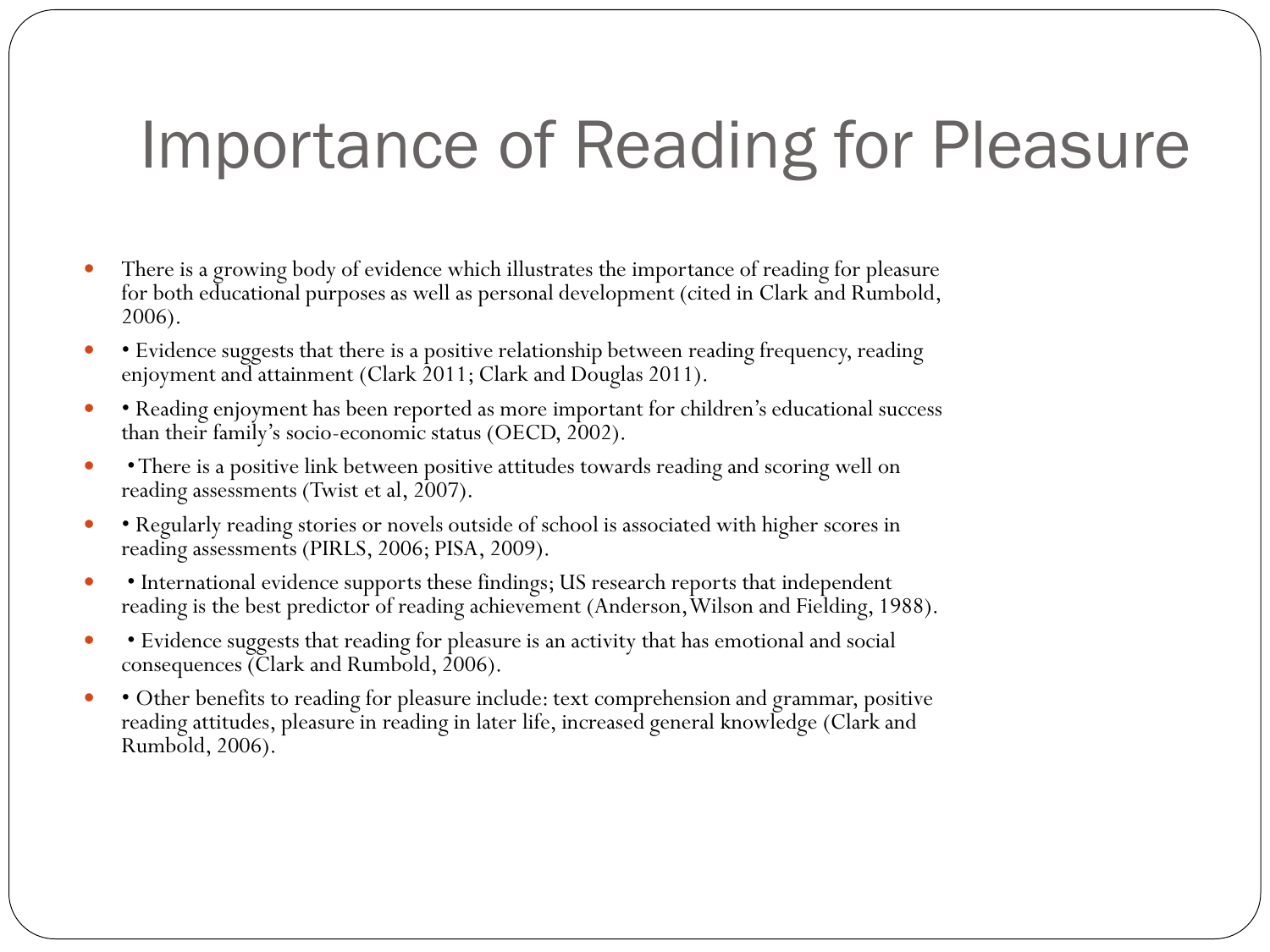# Importance of Reading for Pleasure

- There is a growing body of evidence which illustrates the importance of reading for pleasure for both educational purposes as well as personal development (cited in Clark and Rumbold, 2006).
- • Evidence suggests that there is a positive relationship between reading frequency, reading enjoyment and attainment (Clark 2011; Clark and Douglas 2011).
- • Reading enjoyment has been reported as more important for children's educational success than their family's socio-economic status (OECD, 2002).
- •There is a positive link between positive attitudes towards reading and scoring well on reading assessments (Twist et al, 2007).
- • Regularly reading stories or novels outside of school is associated with higher scores in reading assessments (PIRLS, 2006; PISA, 2009).
- • International evidence supports these findings; US research reports that independent reading is the best predictor of reading achievement (Anderson, Wilson and Fielding, 1988).
- • Evidence suggests that reading for pleasure is an activity that has emotional and social consequences (Clark and Rumbold, 2006).
- • Other benefits to reading for pleasure include: text comprehension and grammar, positive reading attitudes, pleasure in reading in later life, increased general knowledge (Clark and Rumbold, 2006).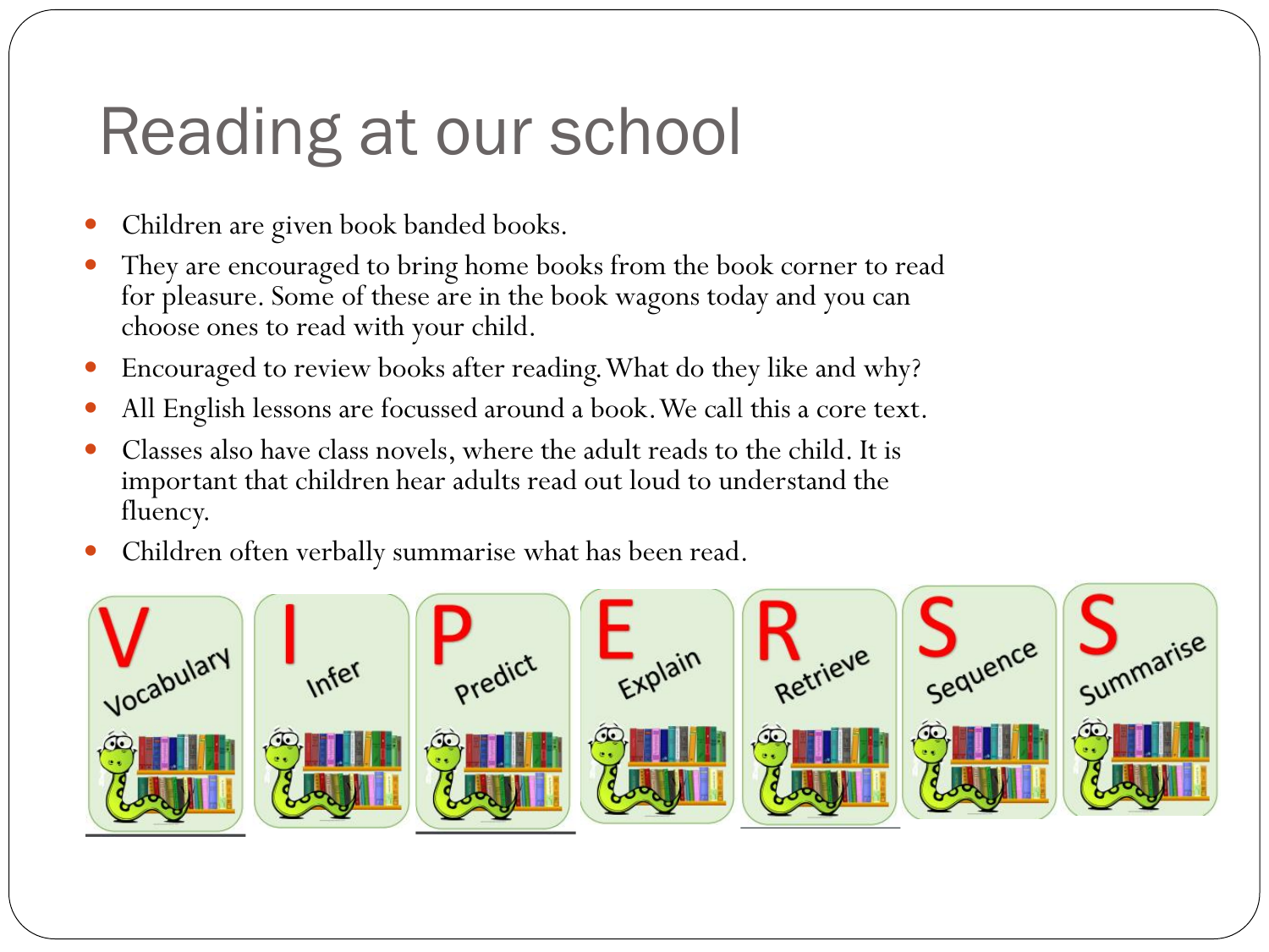# Reading at our school

- Children are given book banded books.
- They are encouraged to bring home books from the book corner to read for pleasure. Some of these are in the book wagons today and you can choose ones to read with your child.
- Encouraged to review books after reading. What do they like and why?
- All English lessons are focussed around a book. We call this a core text.
- Classes also have class novels, where the adult reads to the child. It is important that children hear adults read out loud to understand the fluency.
- Children often verbally summarise what has been read.

V Vocabulary | I Infer | P Predict | E Explain | R Retrieve | S Sequence | S Summarise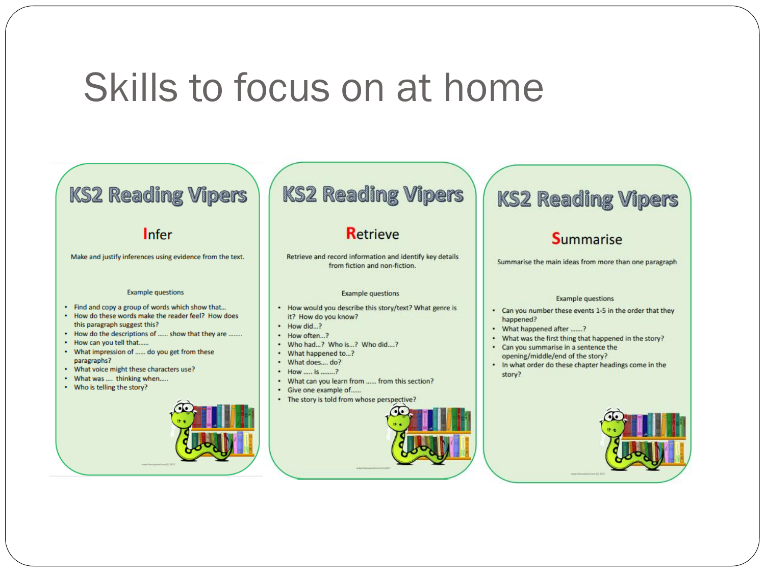# Skills to focus on at home

## KS2 Reading Vipers

### Infer

Make and justify inferences using evidence from the text.

Example questions

- Find and copy a group of words which show that...
- How do these words make the reader feel? How does this paragraph suggest this?
- How do the descriptions of ...... show that they are ........
- How can you tell that......
- What impression of ...... do you get from these paragraphs?
- What voice might these characters use?
- What was .... thinking when.....
- Who is telling the story?

## KS2 Reading Vipers

### Retrieve

Retrieve and record information and identify key details from fiction and non-fiction.

Example questions

- How would you describe this story/text? What genre is it? How do you know?
- How did...?
- How often...?
- Who had...? Who is...? Who did....?
- What happened to...?
- What does.... do?
- How ..... is ........?
- What can you learn from ...... from this section?
- Give one example of......
- The story is told from whose perspective?

## KS2 Reading Vipers

### Summarise

Summarise the main ideas from more than one paragraph

Example questions

- Can you number these events 1-5 in the order that they happened?
- What happened after .......?
- What was the first thing that happened in the story?
- Can you summarise in a sentence the opening/middle/end of the story?
- In what order do these chapter headings come in the story?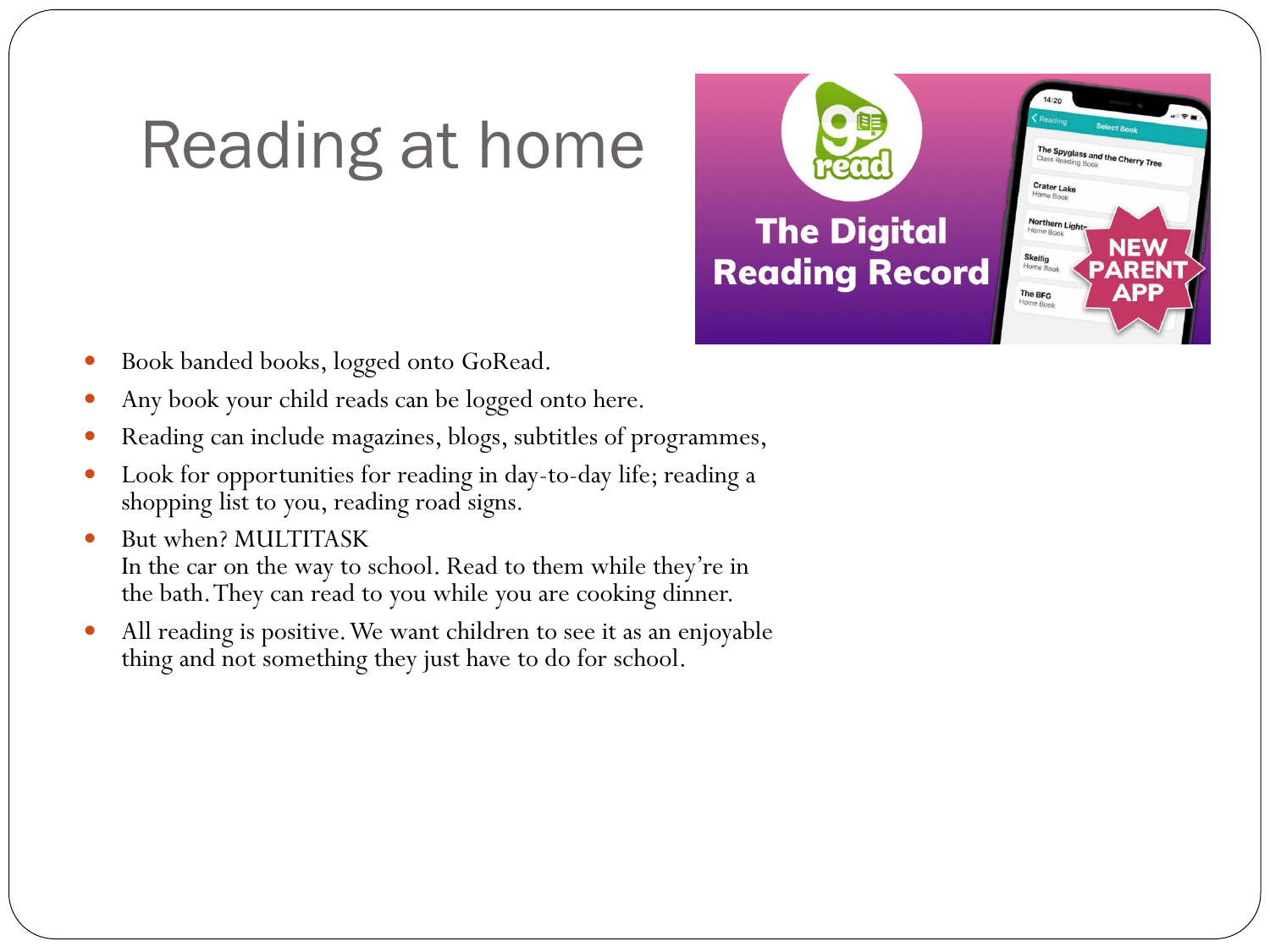# Reading at home

- Book banded books, logged onto GoRead.
- Any book your child reads can be logged onto here.
- Reading can include magazines, blogs, subtitles of programmes,
- Look for opportunities for reading in day-to-day life; reading a shopping list to you, reading road signs.
- But when? MULTITASK
  In the car on the way to school. Read to them while they're in the bath. They can read to you while you are cooking dinner.
- All reading is positive. We want children to see it as an enjoyable thing and not something they just have to do for school.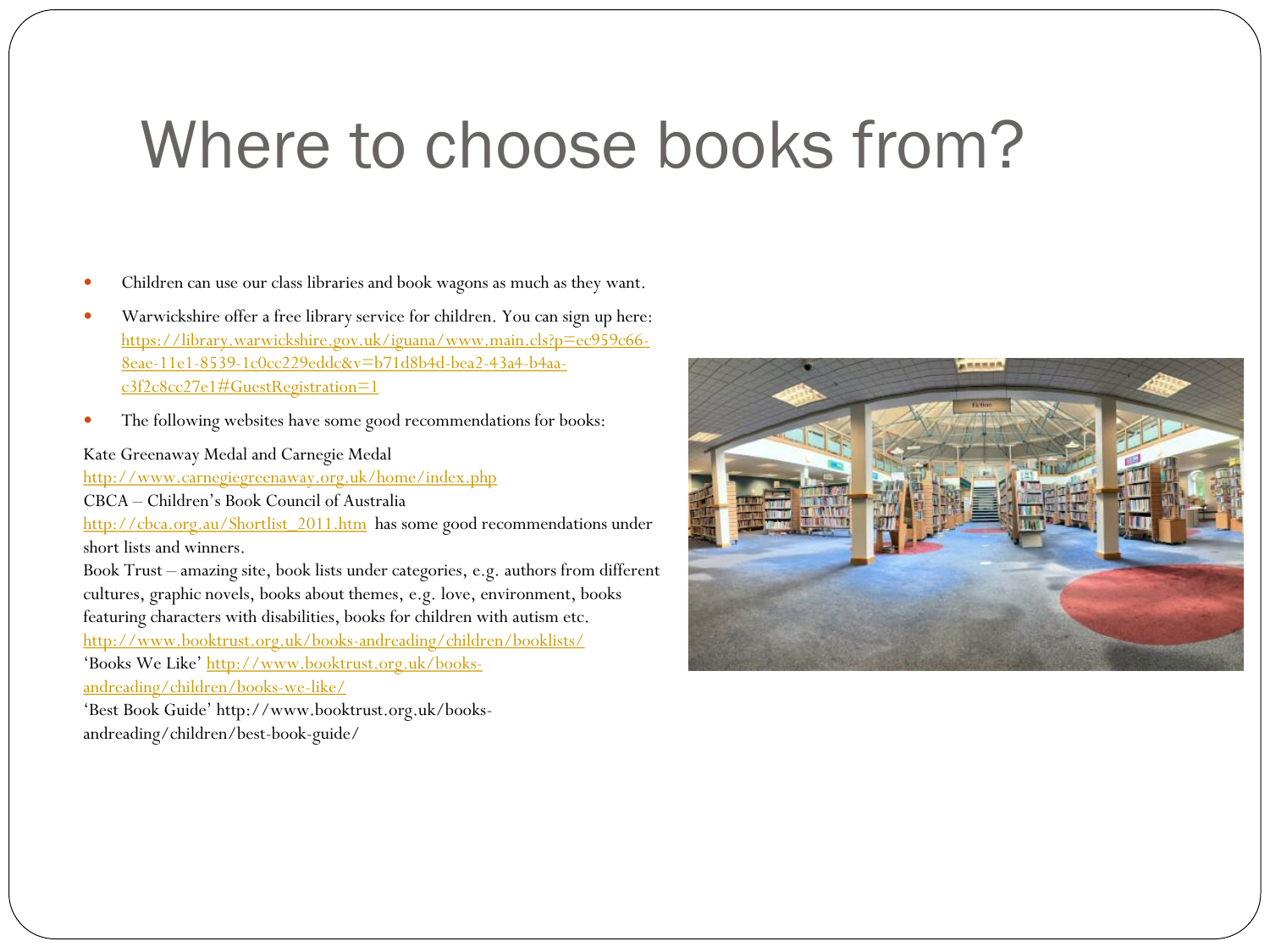# Where to choose books from?

- Children can use our class libraries and book wagons as much as they want.
- Warwickshire offer a free library service for children. You can sign up here: https://library.warwickshire.gov.uk/iguana/www.main.cls?p=ec959c66-8eae-11e1-8539-1c0cc229eddc&v=b71d8b4d-bea2-43a4-b4aa-c3f2c8cc27e1#GuestRegistration=1
- The following websites have some good recommendations for books:

Kate Greenaway Medal and Carnegie Medal
http://www.carnegiegreenaway.org.uk/home/index.php
CBCA – Children's Book Council of Australia
http://cbca.org.au/Shortlist_2011.htm has some good recommendations under short lists and winners.
Book Trust – amazing site, book lists under categories, e.g. authors from different cultures, graphic novels, books about themes, e.g. love, environment, books featuring characters with disabilities, books for children with autism etc.
http://www.booktrust.org.uk/books-andreading/children/booklists/
'Books We Like' http://www.booktrust.org.uk/books-andreading/children/books-we-like/
'Best Book Guide' http://www.booktrust.org.uk/books-andreading/children/best-book-guide/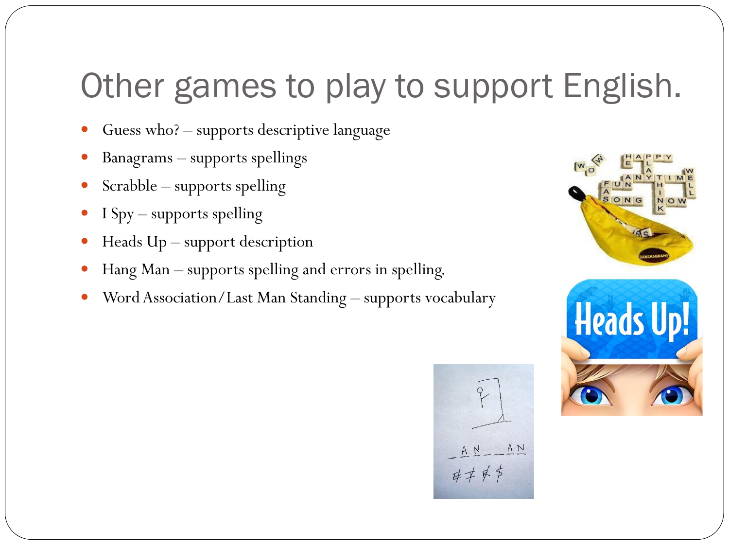# Other games to play to support English.

- Guess who? – supports descriptive language
- Banagrams – supports spellings
- Scrabble – supports spelling
- I Spy – supports spelling
- Heads Up – support description
- Hang Man – supports spelling and errors in spelling.
- Word Association/Last Man Standing – supports vocabulary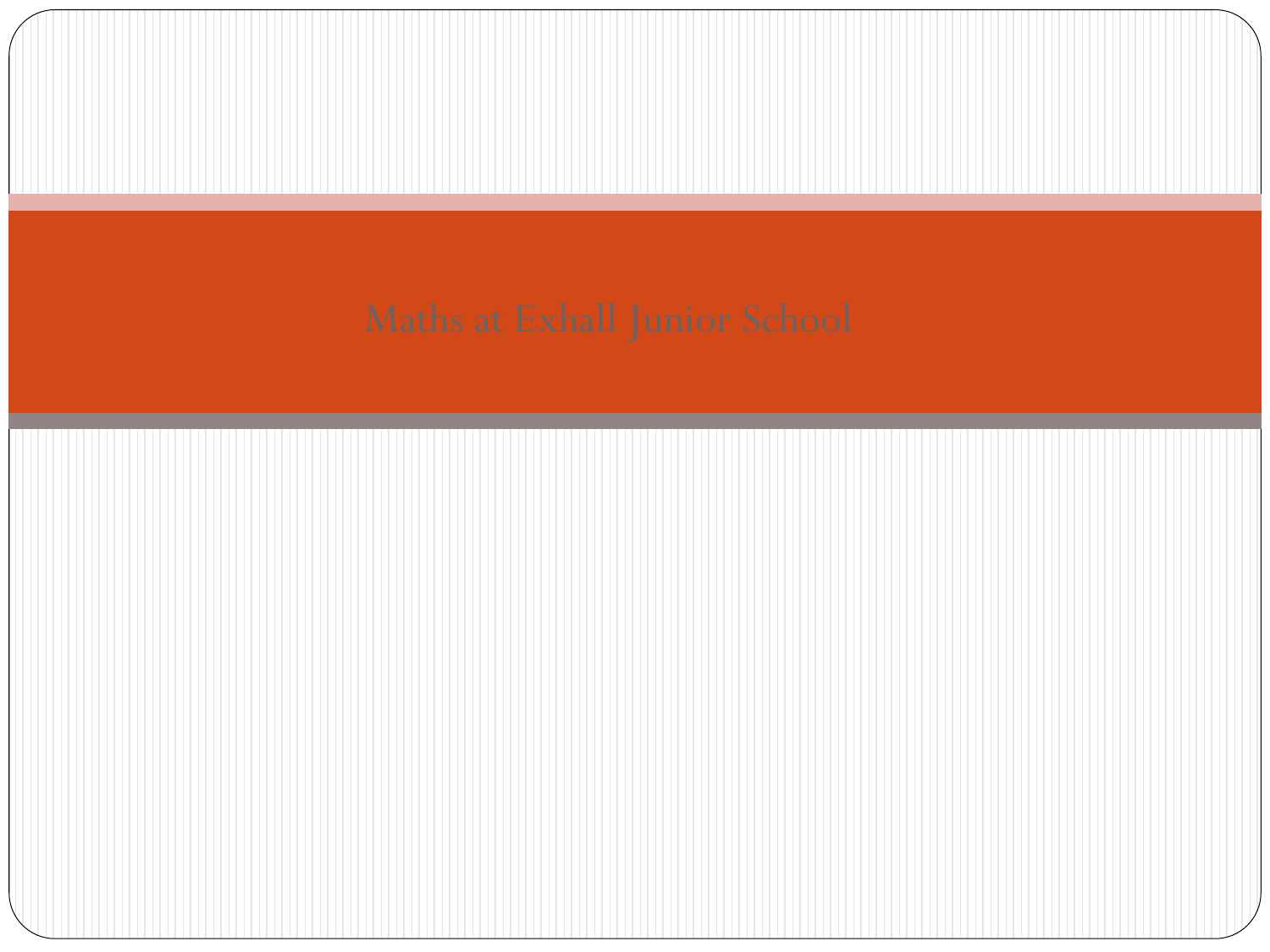# Maths at Exhall Junior School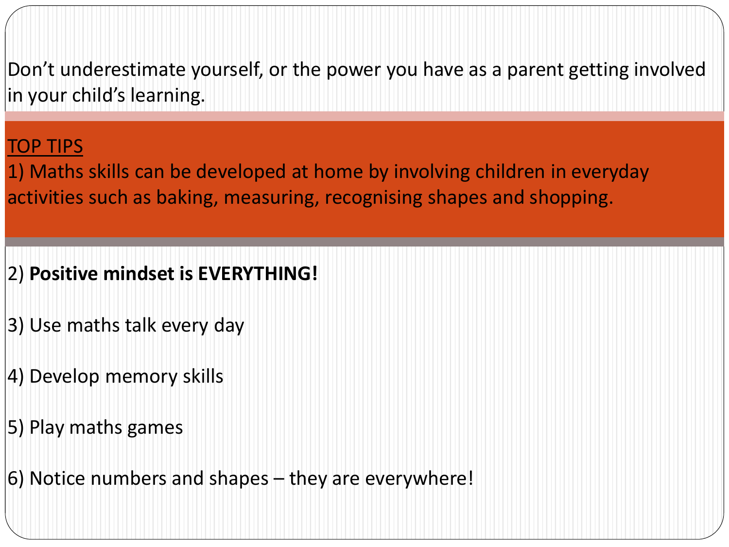Don't underestimate yourself, or the power you have as a parent getting involved in your child's learning.

## TOP TIPS

1) Maths skills can be developed at home by involving children in everyday activities such as baking, measuring, recognising shapes and shopping.

2) **Positive mindset is EVERYTHING!**

3) Use maths talk every day

4) Develop memory skills

5) Play maths games

6) Notice numbers and shapes – they are everywhere!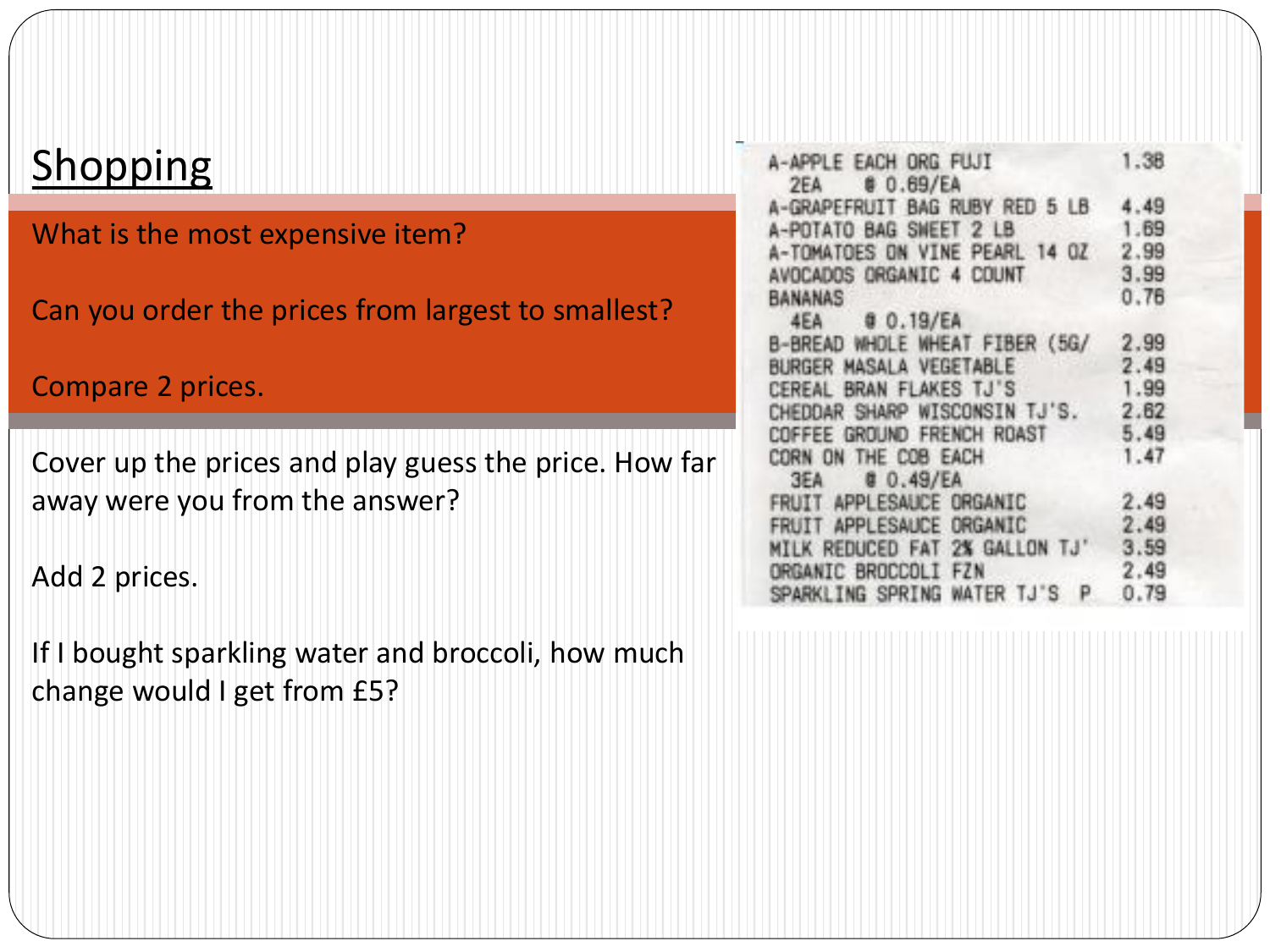# Shopping

What is the most expensive item?

Can you order the prices from largest to smallest?

Compare 2 prices.

Cover up the prices and play guess the price. How far away were you from the answer?

Add 2 prices.

If I bought sparkling water and broccoli, how much change would I get from £5?

| | |
|---|---|
| A-APPLE EACH ORG FUJI | 1.38 |
| 2EA @ 0.69/EA | |
| A-GRAPEFRUIT BAG RUBY RED 5 LB | 4.49 |
| A-POTATO BAG SWEET 2 LB | 1.69 |
| A-TOMATOES ON VINE PEARL 14 OZ | 2.99 |
| AVOCADOS ORGANIC 4 COUNT | 3.99 |
| BANANAS | 0.76 |
| 4EA @ 0.19/EA | |
| B-BREAD WHOLE WHEAT FIBER (5G/ | 2.99 |
| BURGER MASALA VEGETABLE | 2.49 |
| CEREAL BRAN FLAKES TJ'S | 1.99 |
| CHEDDAR SHARP WISCONSIN TJ'S. | 2.62 |
| COFFEE GROUND FRENCH ROAST | 5.49 |
| CORN ON THE COB EACH | 1.47 |
| 3EA @ 0.49/EA | |
| FRUIT APPLESAUCE ORGANIC | 2.49 |
| FRUIT APPLESAUCE ORGANIC | 2.49 |
| MILK REDUCED FAT 2% GALLON TJ' | 3.59 |
| ORGANIC BROCCOLI FZN | 2.49 |
| SPARKLING SPRING WATER TJ'S P | 0.79 |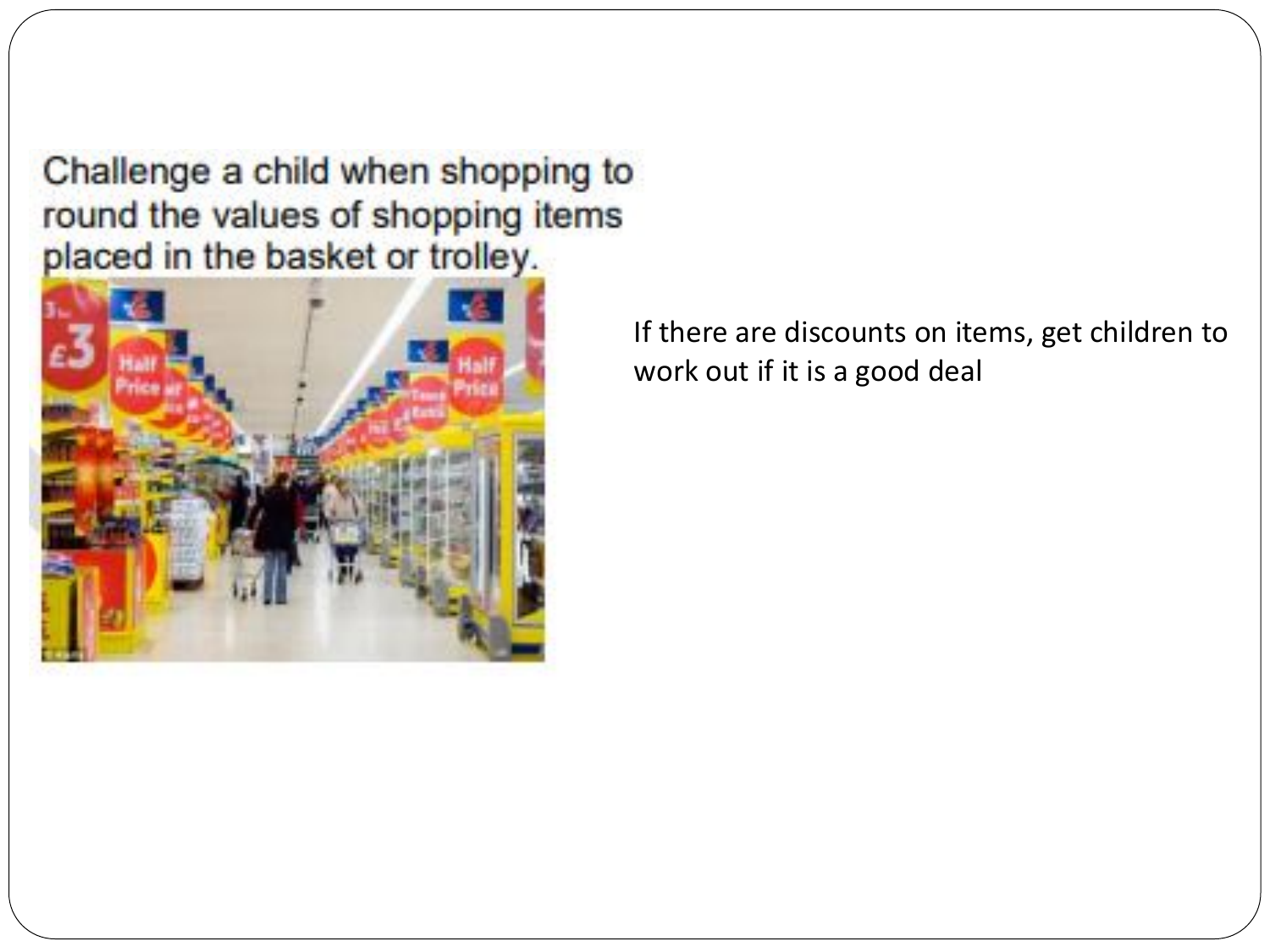Challenge a child when shopping to round the values of shopping items placed in the basket or trolley.

If there are discounts on items, get children to work out if it is a good deal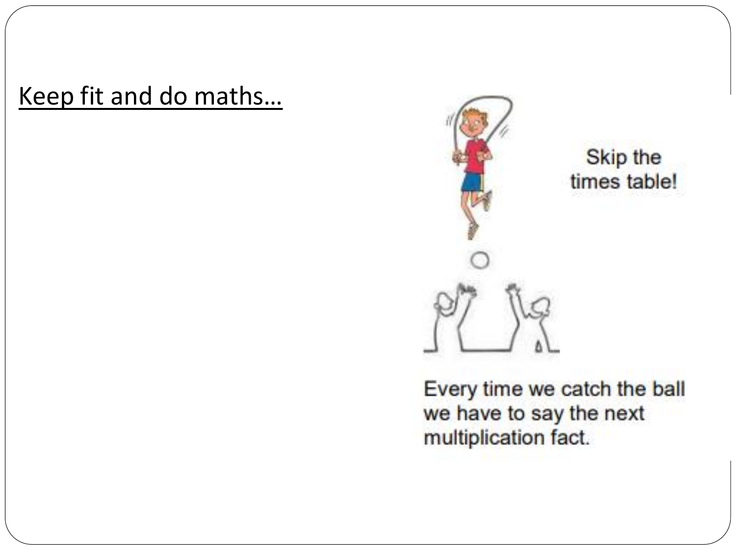Keep fit and do maths…

Skip the times table!

Every time we catch the ball we have to say the next multiplication fact.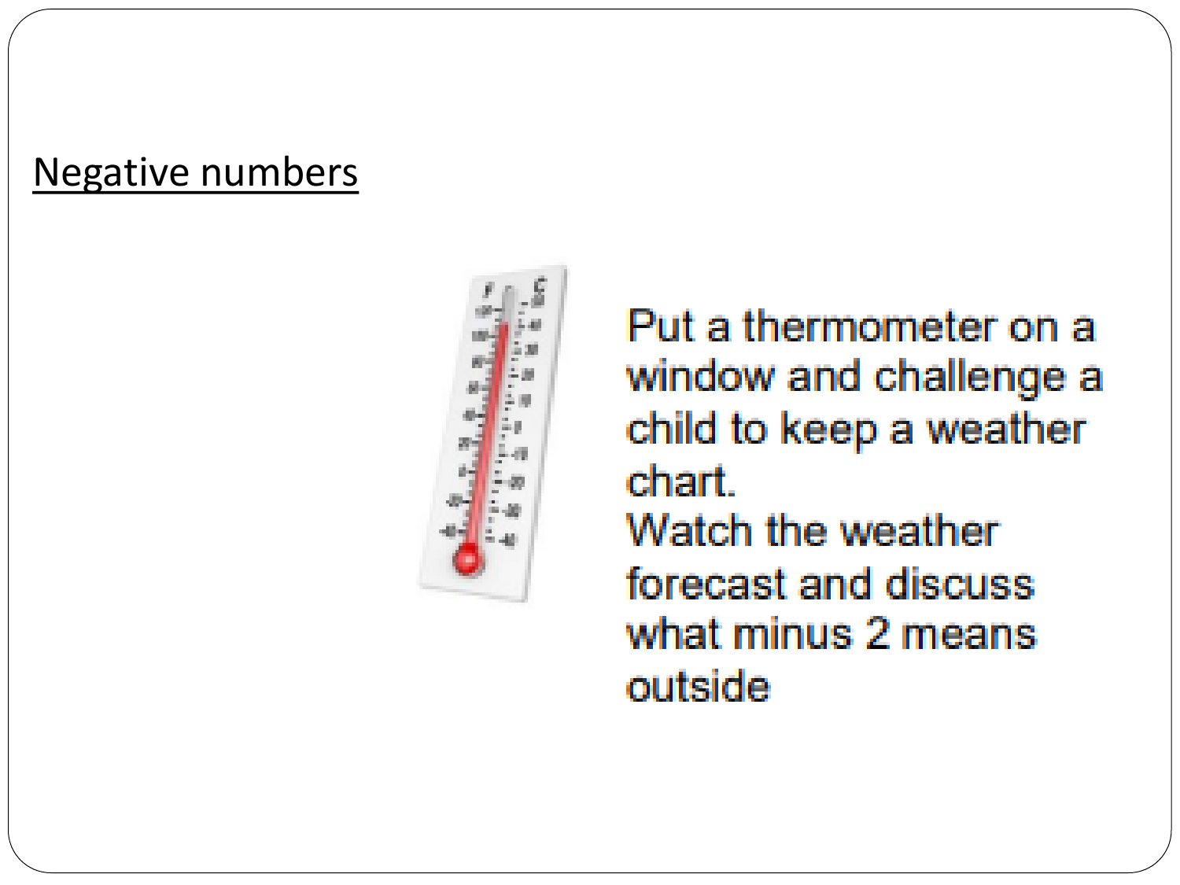<u>Negative numbers</u>

Put a thermometer on a window and challenge a child to keep a weather chart.
Watch the weather forecast and discuss what minus 2 means outside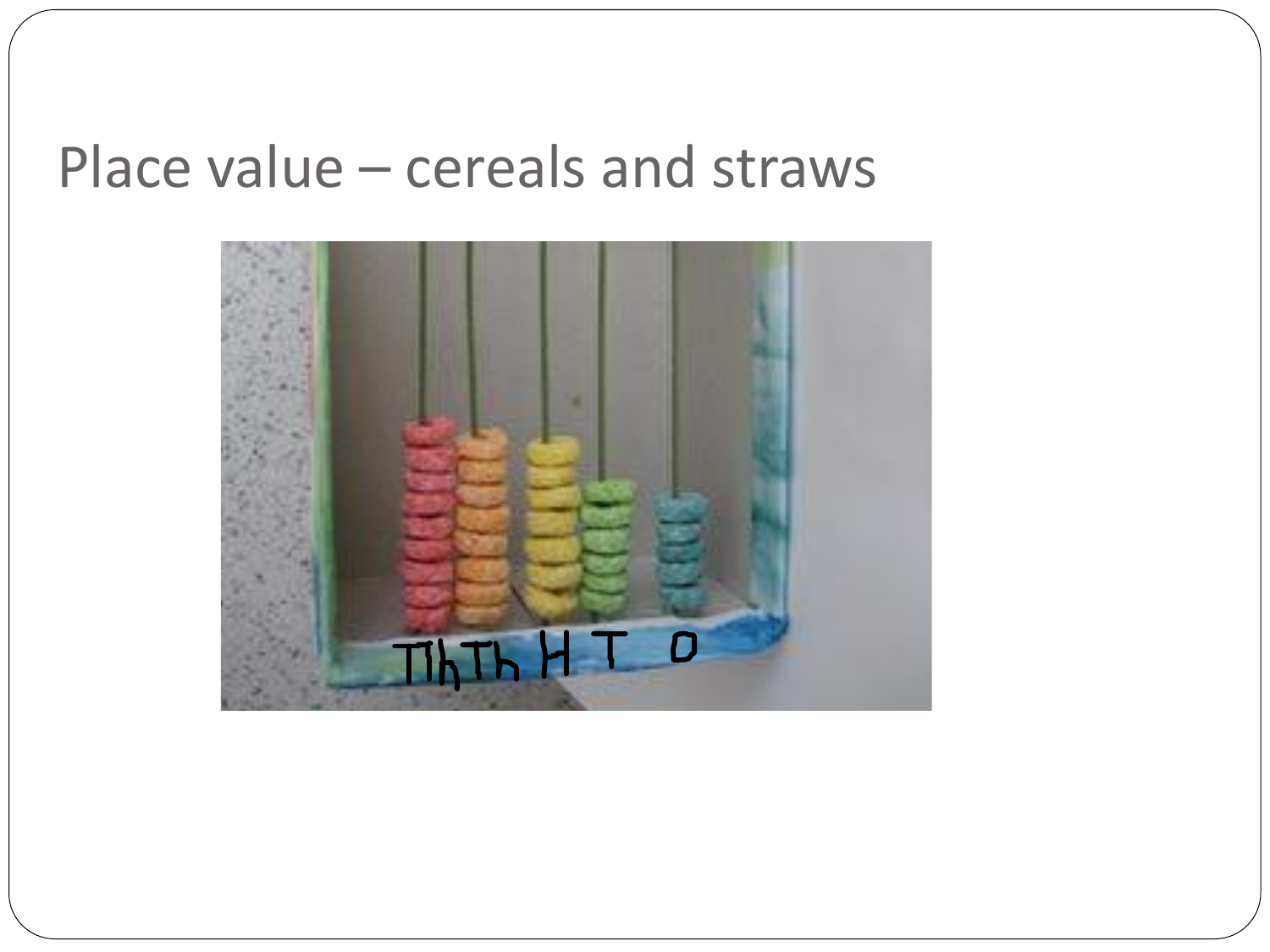# Place value – cereals and straws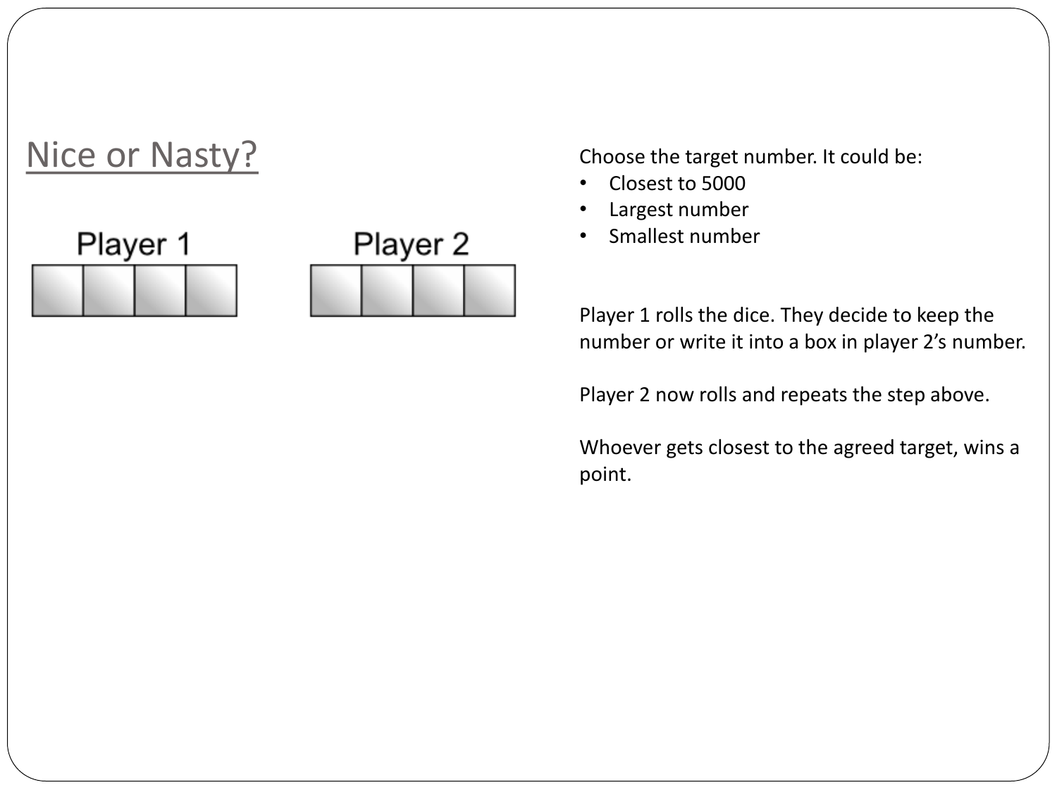# Nice or Nasty?

| Player 1 | | | |
|---|---|---|---|
| | | | |

| Player 2 | | | |
|---|---|---|---|
| | | | |

Choose the target number. It could be:

- Closest to 5000
- Largest number
- Smallest number

Player 1 rolls the dice. They decide to keep the number or write it into a box in player 2's number.

Player 2 now rolls and repeats the step above.

Whoever gets closest to the agreed target, wins a point.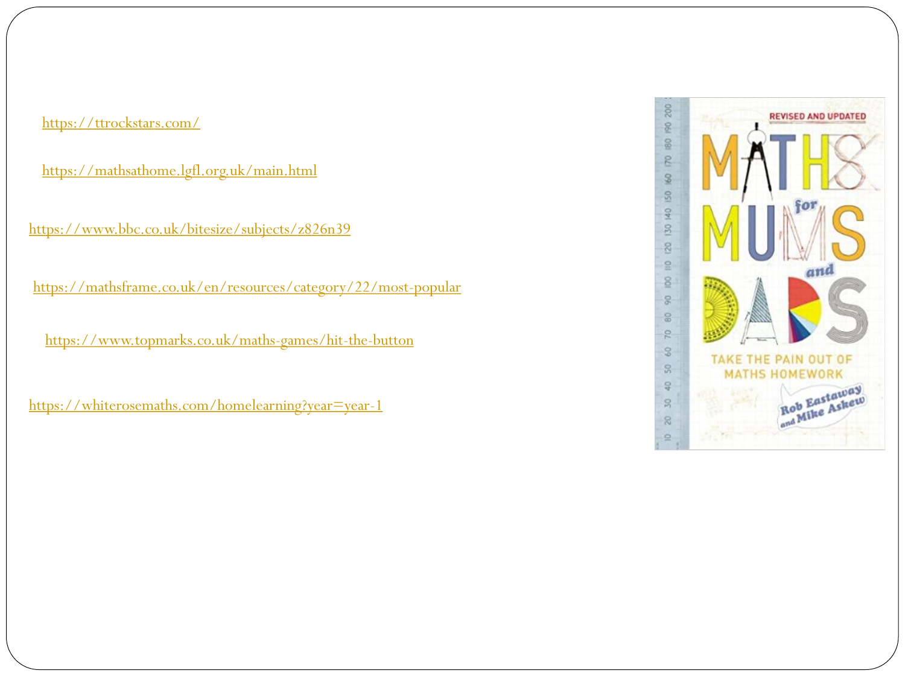https://ttrockstars.com/

https://mathsathome.lgfl.org.uk/main.html

https://www.bbc.co.uk/bitesize/subjects/z826n39

https://mathsframe.co.uk/en/resources/category/22/most-popular

https://www.topmarks.co.uk/maths-games/hit-the-button

https://whiterosemaths.com/homelearning?year=year-1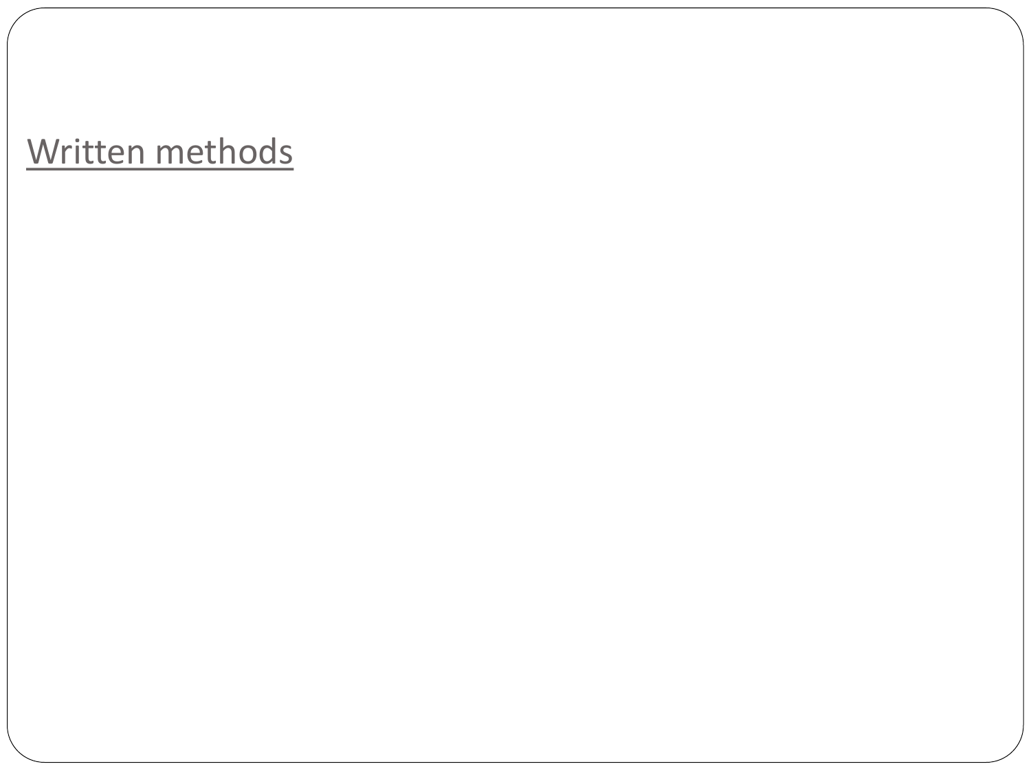Written methods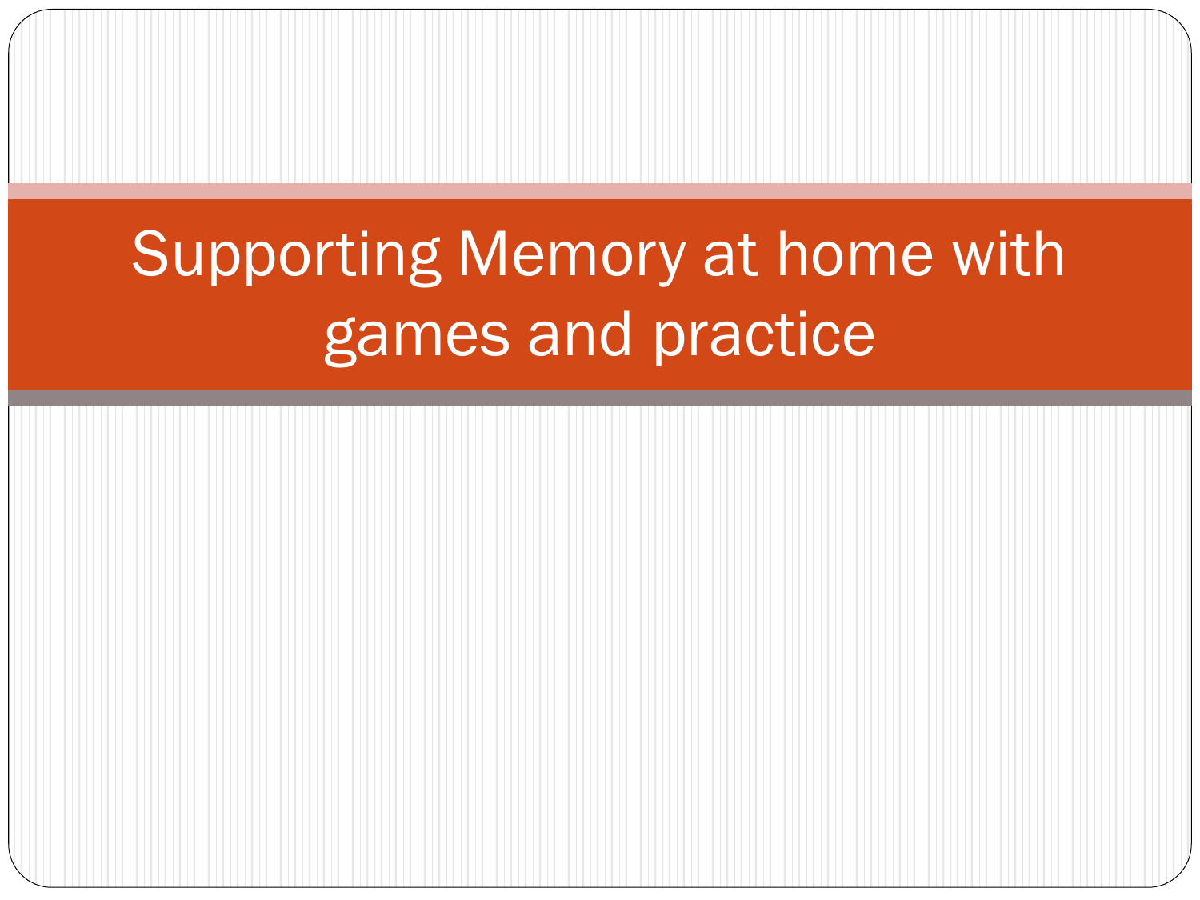# Supporting Memory at home with games and practice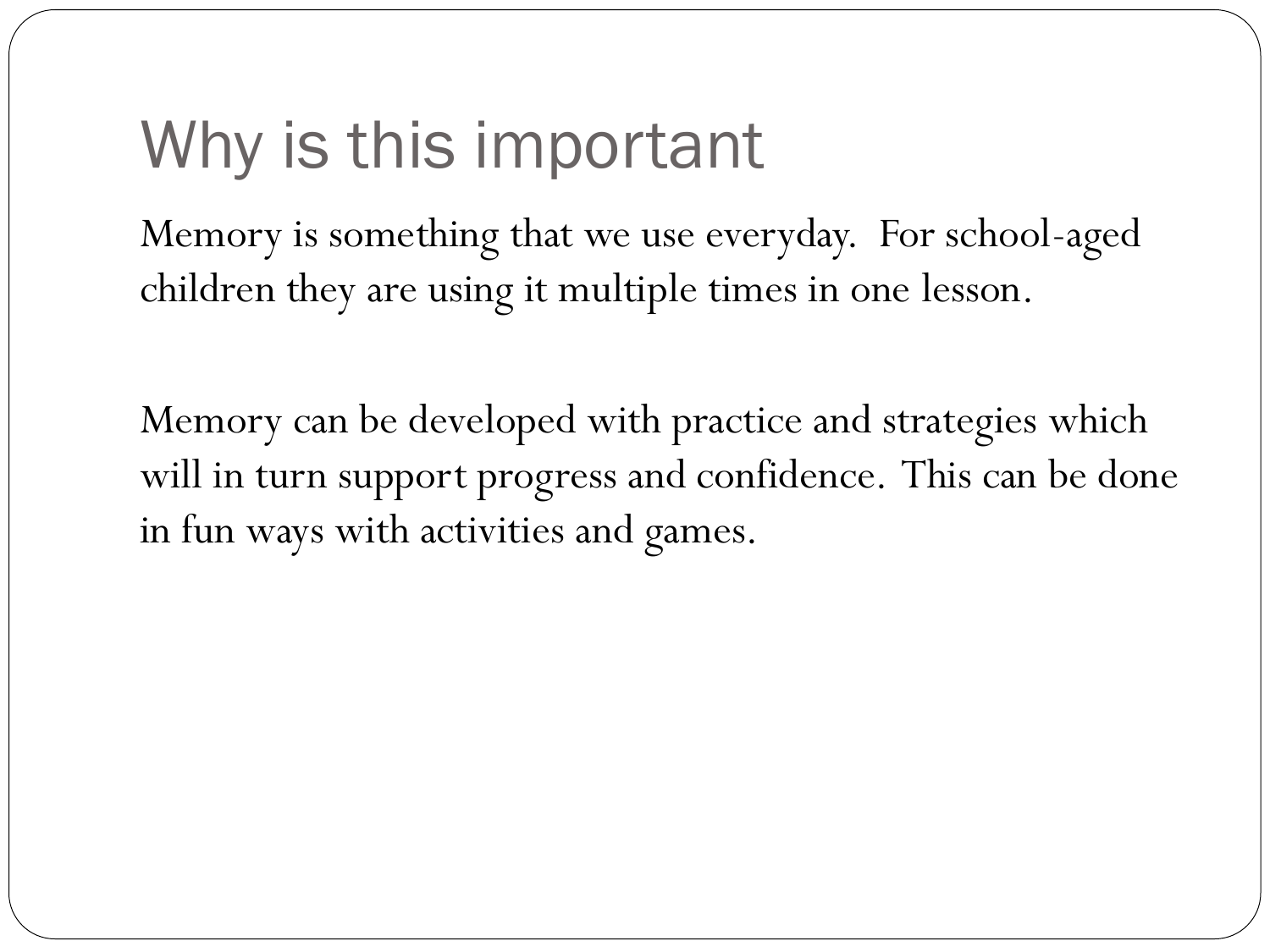# Why is this important

Memory is something that we use everyday. For school-aged children they are using it multiple times in one lesson.

Memory can be developed with practice and strategies which will in turn support progress and confidence. This can be done in fun ways with activities and games.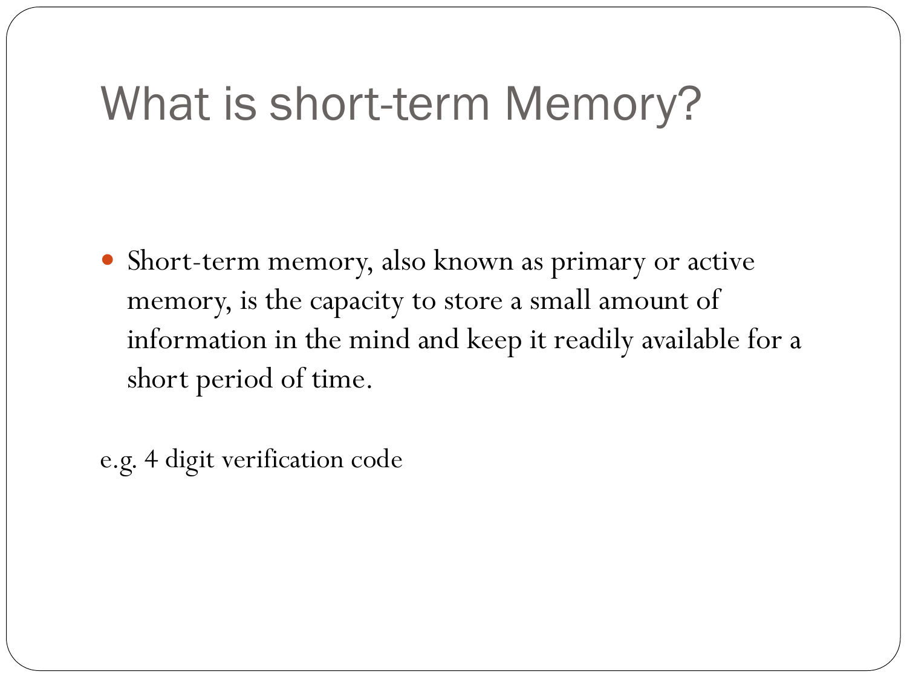# What is short-term Memory?

- Short-term memory, also known as primary or active memory, is the capacity to store a small amount of information in the mind and keep it readily available for a short period of time.

e.g. 4 digit verification code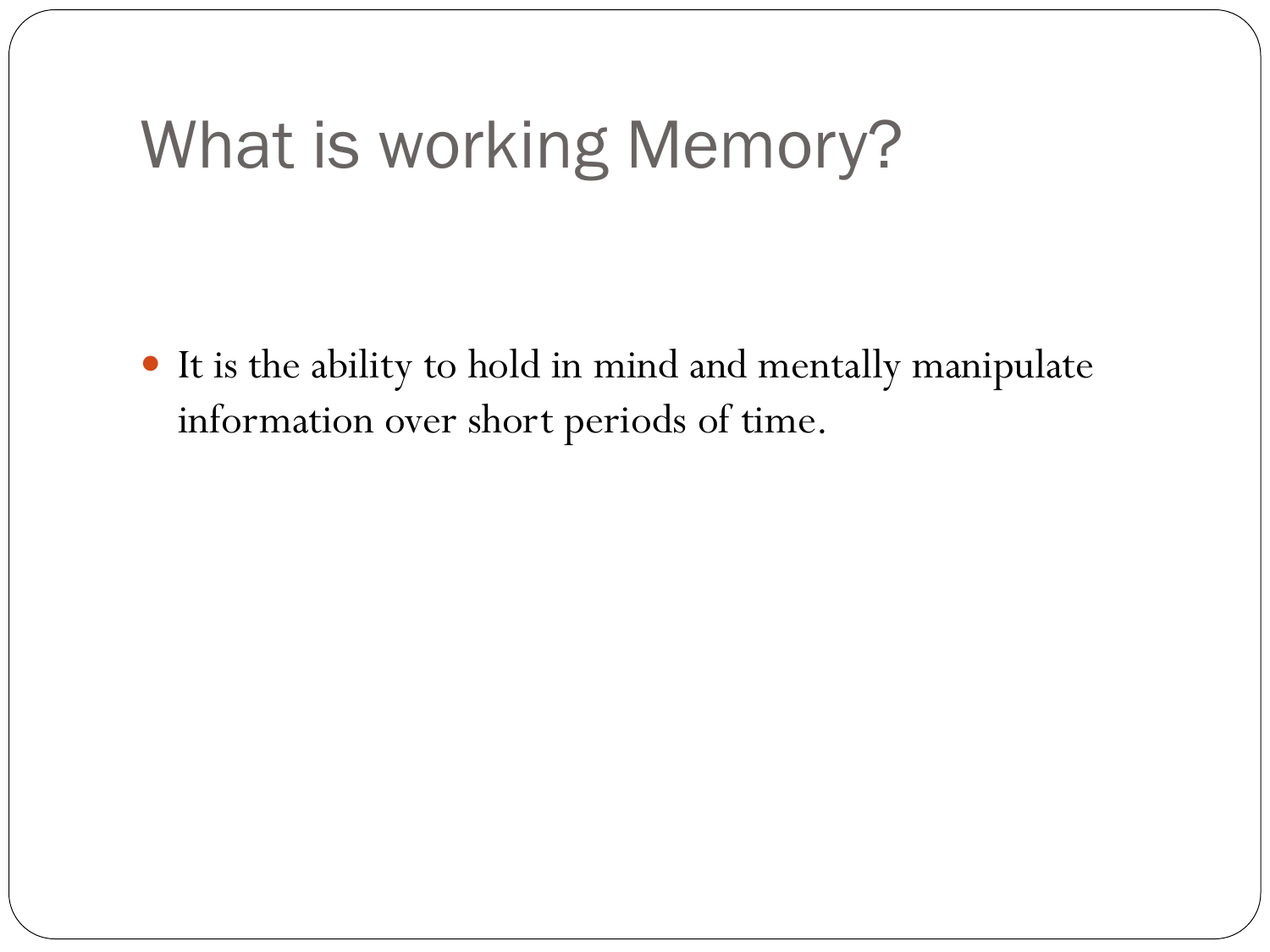# What is working Memory?

- It is the ability to hold in mind and mentally manipulate information over short periods of time.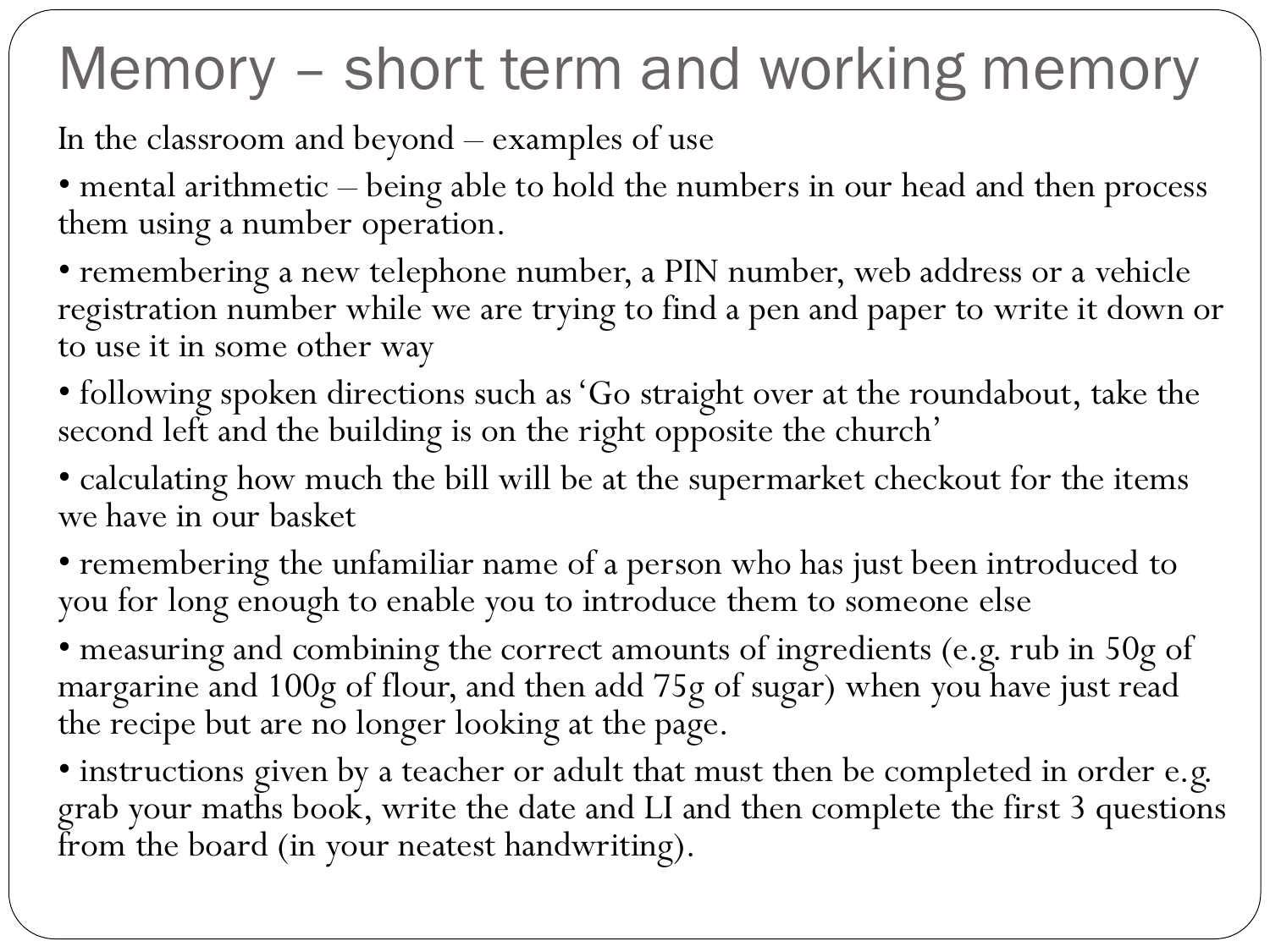# Memory – short term and working memory

In the classroom and beyond – examples of use

- mental arithmetic – being able to hold the numbers in our head and then process them using a number operation.
- remembering a new telephone number, a PIN number, web address or a vehicle registration number while we are trying to find a pen and paper to write it down or to use it in some other way
- following spoken directions such as 'Go straight over at the roundabout, take the second left and the building is on the right opposite the church'
- calculating how much the bill will be at the supermarket checkout for the items we have in our basket
- remembering the unfamiliar name of a person who has just been introduced to you for long enough to enable you to introduce them to someone else
- measuring and combining the correct amounts of ingredients (e.g. rub in 50g of margarine and 100g of flour, and then add 75g of sugar) when you have just read the recipe but are no longer looking at the page.
- instructions given by a teacher or adult that must then be completed in order e.g. grab your maths book, write the date and LI and then complete the first 3 questions from the board (in your neatest handwriting).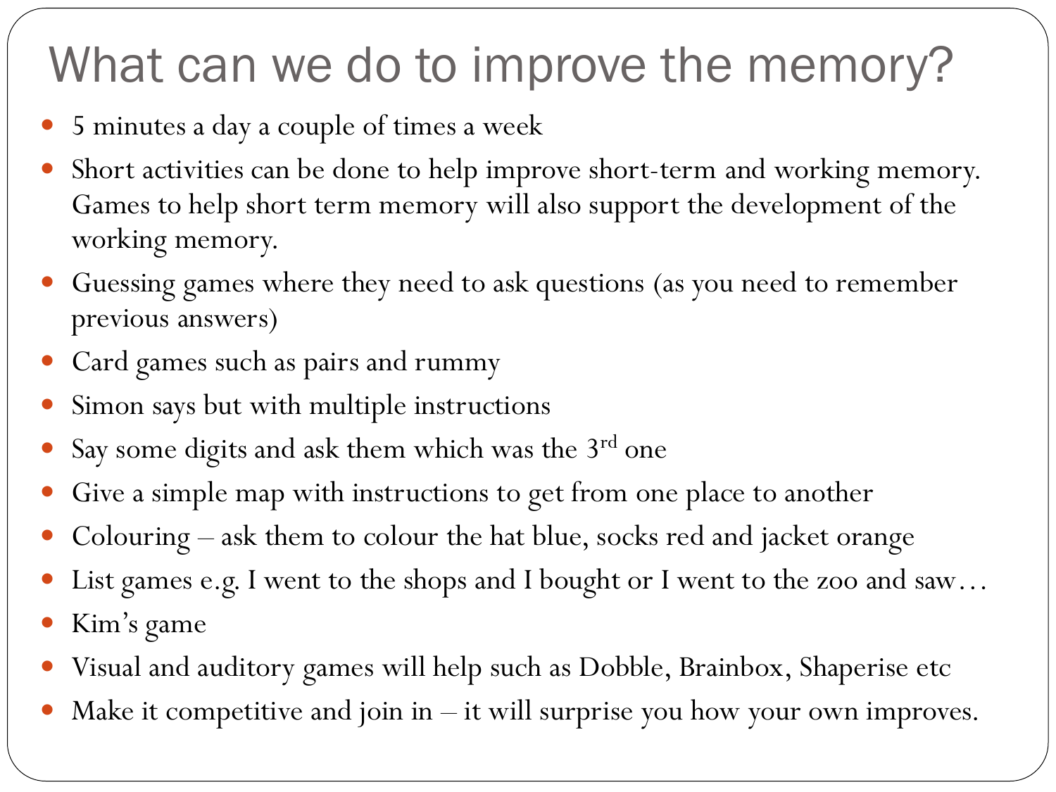# What can we do to improve the memory?

- 5 minutes a day a couple of times a week
- Short activities can be done to help improve short-term and working memory. Games to help short term memory will also support the development of the working memory.
- Guessing games where they need to ask questions (as you need to remember previous answers)
- Card games such as pairs and rummy
- Simon says but with multiple instructions
- Say some digits and ask them which was the 3rd one
- Give a simple map with instructions to get from one place to another
- Colouring – ask them to colour the hat blue, socks red and jacket orange
- List games e.g. I went to the shops and I bought or I went to the zoo and saw…
- Kim's game
- Visual and auditory games will help such as Dobble, Brainbox, Shaperise etc
- Make it competitive and join in – it will surprise you how your own improves.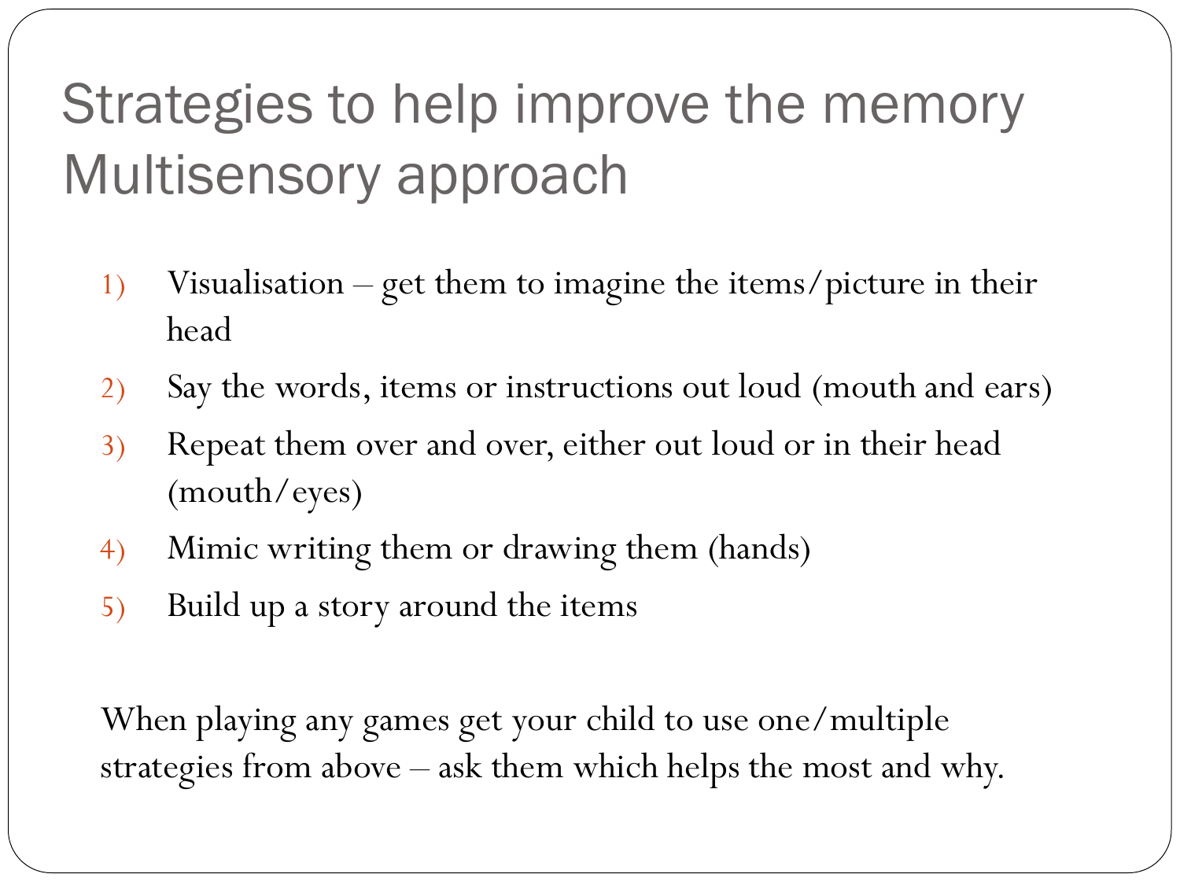# Strategies to help improve the memory Multisensory approach

1) Visualisation – get them to imagine the items/picture in their head
2) Say the words, items or instructions out loud (mouth and ears)
3) Repeat them over and over, either out loud or in their head (mouth/eyes)
4) Mimic writing them or drawing them (hands)
5) Build up a story around the items

When playing any games get your child to use one/multiple strategies from above – ask them which helps the most and why.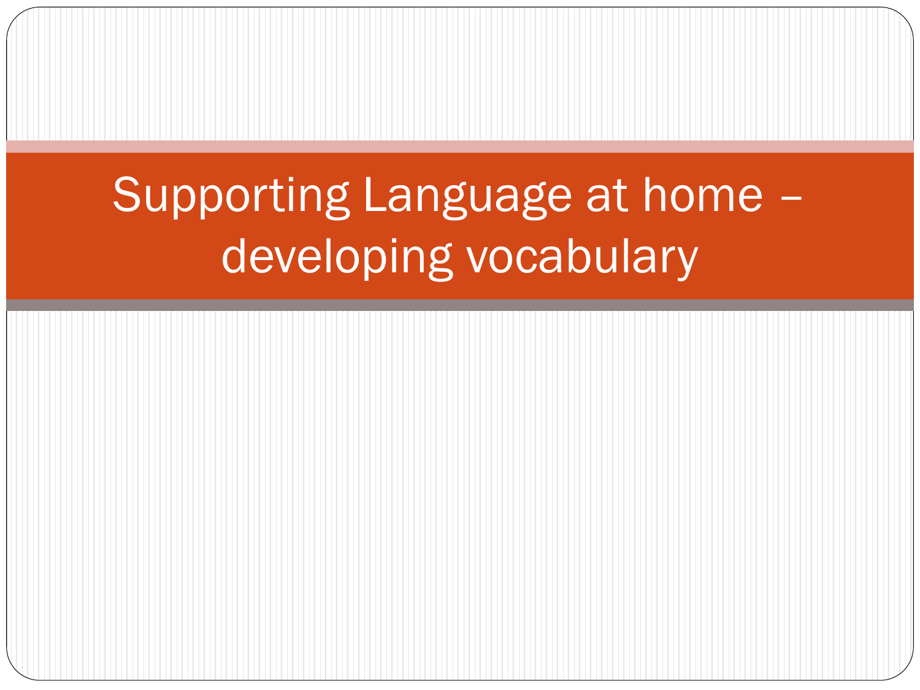# Supporting Language at home – developing vocabulary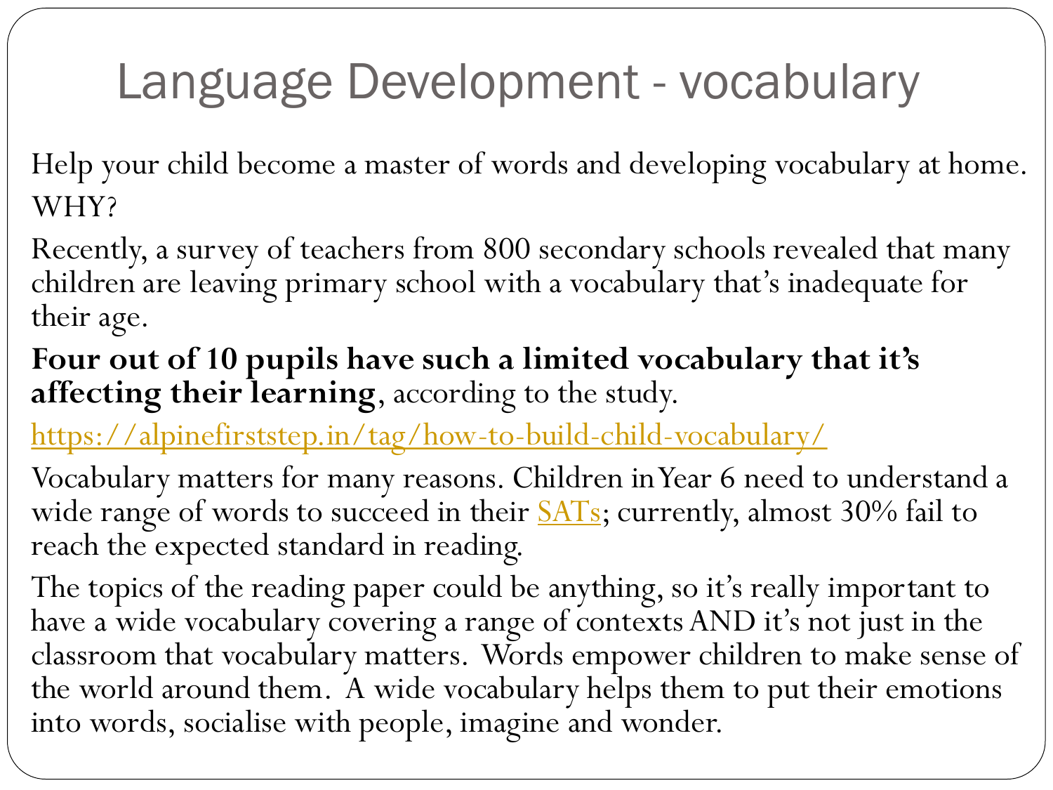# Language Development - vocabulary

Help your child become a master of words and developing vocabulary at home.

WHY?

Recently, a survey of teachers from 800 secondary schools revealed that many children are leaving primary school with a vocabulary that's inadequate for their age.

**Four out of 10 pupils have such a limited vocabulary that it's affecting their learning**, according to the study.

https://alpinefirststep.in/tag/how-to-build-child-vocabulary/

Vocabulary matters for many reasons. Children in Year 6 need to understand a wide range of words to succeed in their SATs; currently, almost 30% fail to reach the expected standard in reading.

The topics of the reading paper could be anything, so it's really important to have a wide vocabulary covering a range of contexts AND it's not just in the classroom that vocabulary matters. Words empower children to make sense of the world around them. A wide vocabulary helps them to put their emotions into words, socialise with people, imagine and wonder.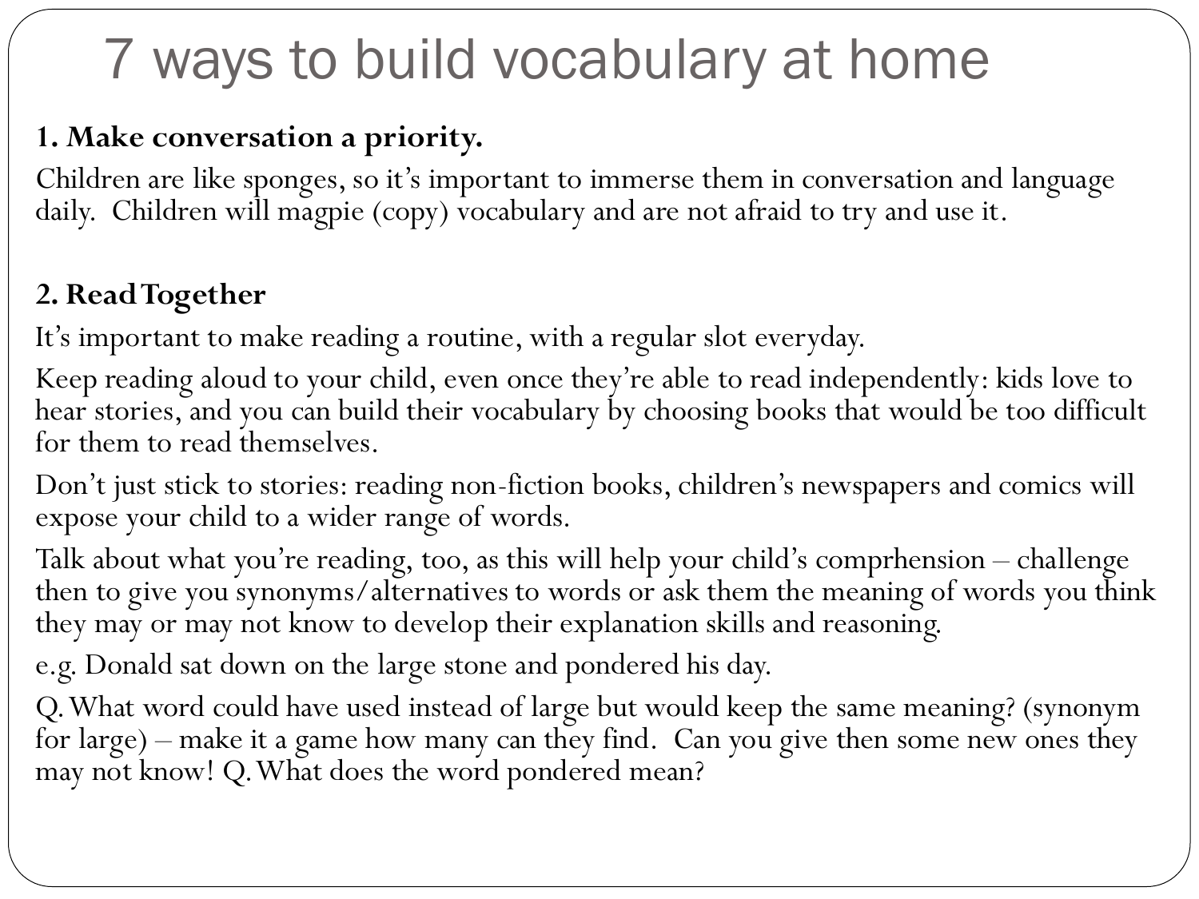# 7 ways to build vocabulary at home

**1. Make conversation a priority.**

Children are like sponges, so it's important to immerse them in conversation and language daily. Children will magpie (copy) vocabulary and are not afraid to try and use it.

**2. Read Together**

It's important to make reading a routine, with a regular slot everyday.

Keep reading aloud to your child, even once they're able to read independently: kids love to hear stories, and you can build their vocabulary by choosing books that would be too difficult for them to read themselves.

Don't just stick to stories: reading non-fiction books, children's newspapers and comics will expose your child to a wider range of words.

Talk about what you're reading, too, as this will help your child's comprhension – challenge then to give you synonyms/alternatives to words or ask them the meaning of words you think they may or may not know to develop their explanation skills and reasoning.

e.g. Donald sat down on the large stone and pondered his day.

Q. What word could have used instead of large but would keep the same meaning? (synonym for large) – make it a game how many can they find. Can you give then some new ones they may not know! Q. What does the word pondered mean?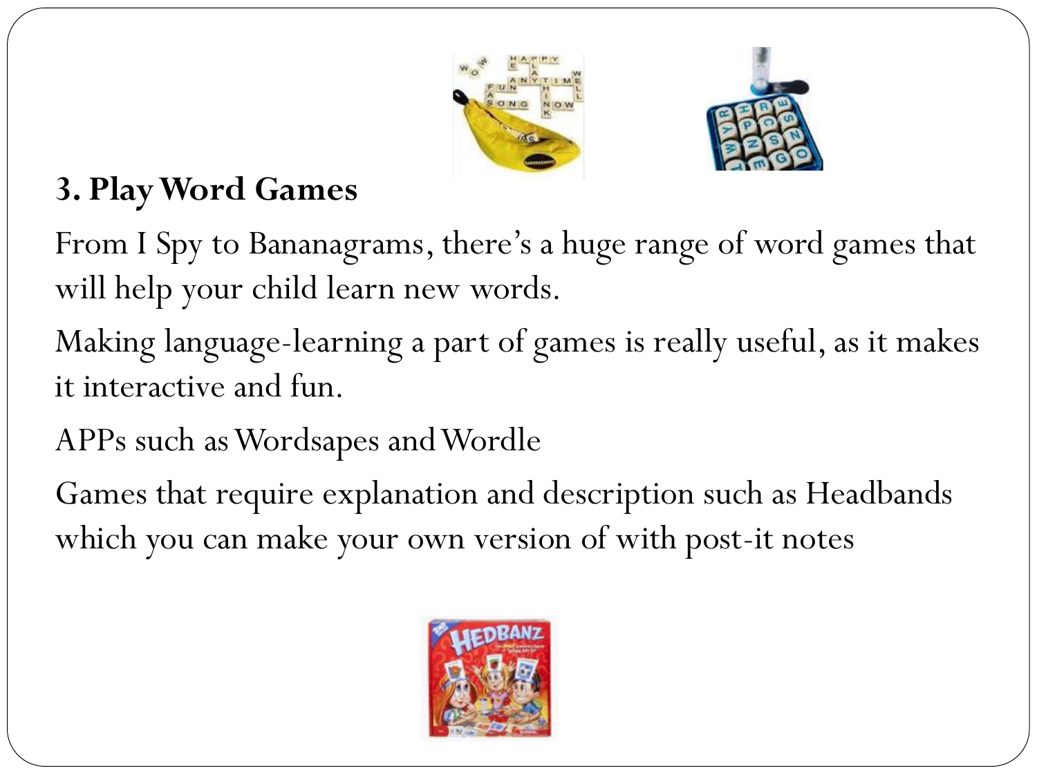**3. Play Word Games**

From I Spy to Bananagrams, there's a huge range of word games that will help your child learn new words.

Making language-learning a part of games is really useful, as it makes it interactive and fun.

APPs such as Wordsapes and Wordle

Games that require explanation and description such as Headbands which you can make your own version of with post-it notes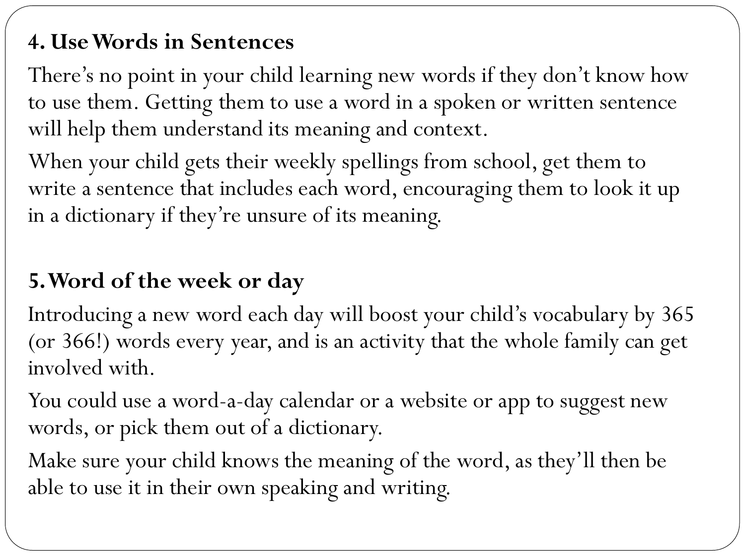**4. Use Words in Sentences**

There's no point in your child learning new words if they don't know how to use them. Getting them to use a word in a spoken or written sentence will help them understand its meaning and context.

When your child gets their weekly spellings from school, get them to write a sentence that includes each word, encouraging them to look it up in a dictionary if they're unsure of its meaning.

**5. Word of the week or day**

Introducing a new word each day will boost your child's vocabulary by 365 (or 366!) words every year, and is an activity that the whole family can get involved with.

You could use a word-a-day calendar or a website or app to suggest new words, or pick them out of a dictionary.

Make sure your child knows the meaning of the word, as they'll then be able to use it in their own speaking and writing.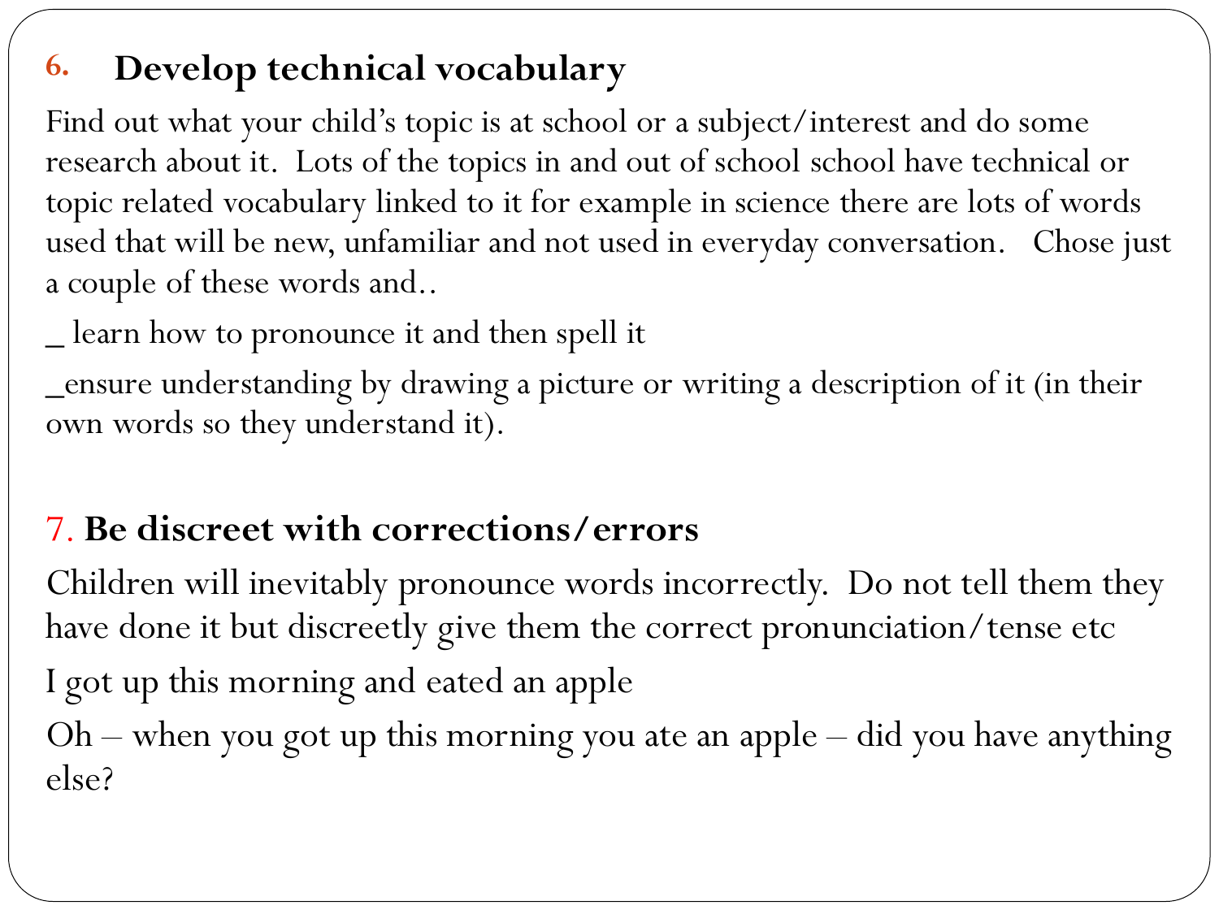## 6. Develop technical vocabulary

Find out what your child's topic is at school or a subject/interest and do some research about it. Lots of the topics in and out of school school have technical or topic related vocabulary linked to it for example in science there are lots of words used that will be new, unfamiliar and not used in everyday conversation. Chose just a couple of these words and..

_ learn how to pronounce it and then spell it

_ensure understanding by drawing a picture or writing a description of it (in their own words so they understand it).

## 7. Be discreet with corrections/errors

Children will inevitably pronounce words incorrectly. Do not tell them they have done it but discreetly give them the correct pronunciation/tense etc

I got up this morning and eated an apple

Oh – when you got up this morning you ate an apple – did you have anything else?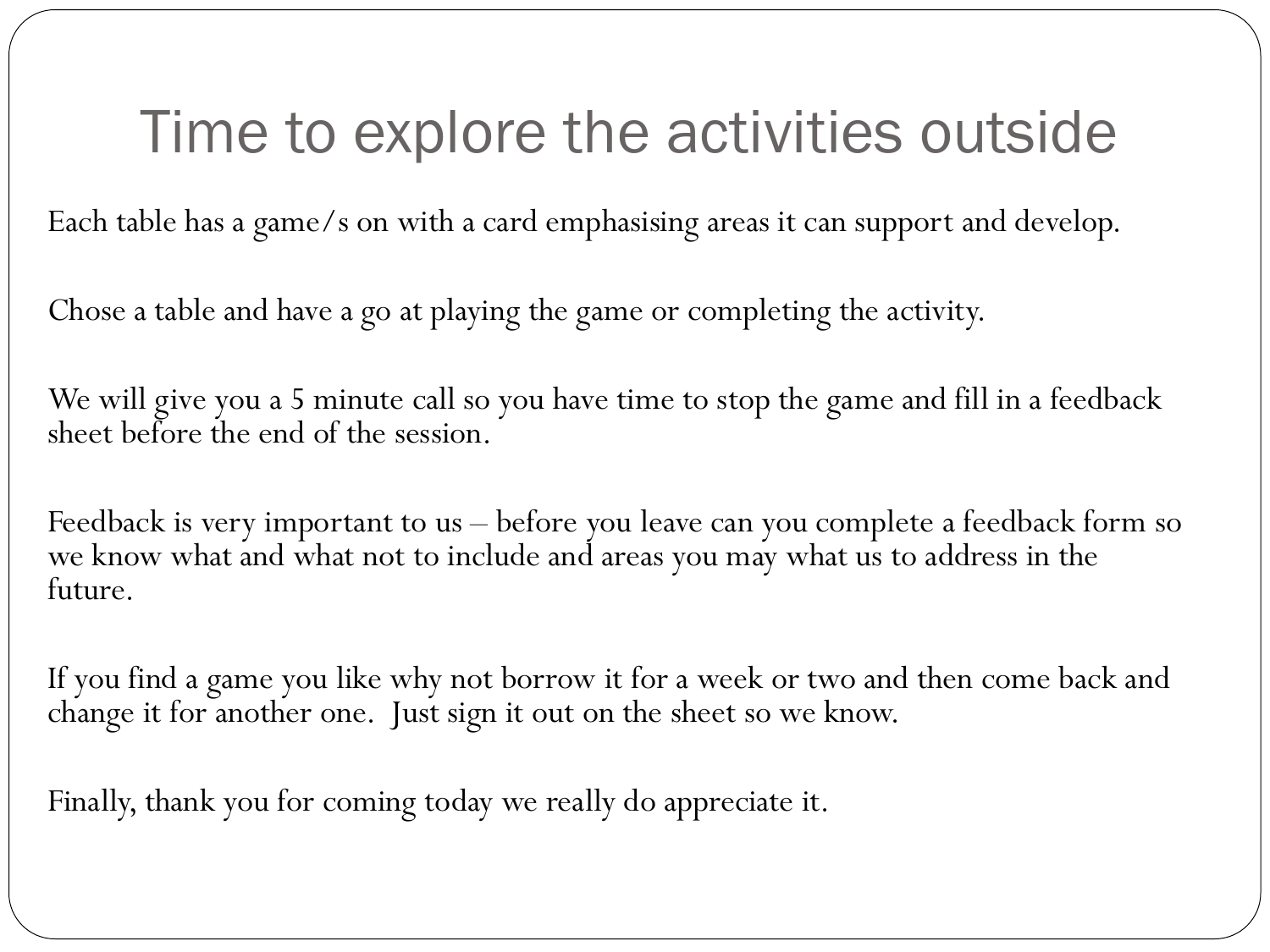# Time to explore the activities outside

Each table has a game/s on with a card emphasising areas it can support and develop.

Chose a table and have a go at playing the game or completing the activity.

We will give you a 5 minute call so you have time to stop the game and fill in a feedback sheet before the end of the session.

Feedback is very important to us – before you leave can you complete a feedback form so we know what and what not to include and areas you may what us to address in the future.

If you find a game you like why not borrow it for a week or two and then come back and change it for another one. Just sign it out on the sheet so we know.

Finally, thank you for coming today we really do appreciate it.